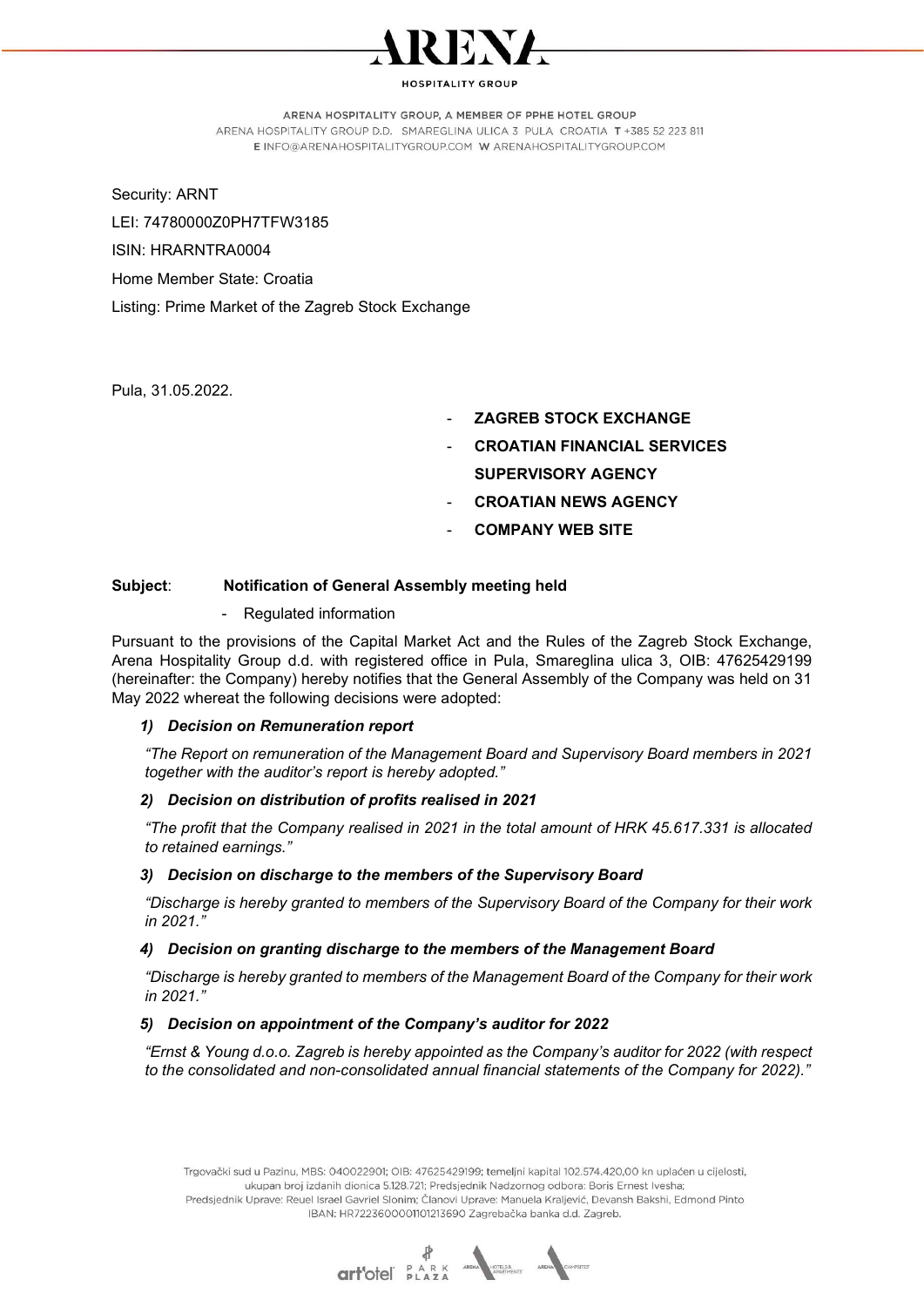Security: ARNT

LEI: 74780000Z0PH7TFW3185

ISIN: HRARNTRA0004

Home Member State: Croatia

Listing: Prime Market of the Zagreb Stock Exchange

Pula, 31.05.2022.

- **ZAGREB STOCK EXCHANGE**
- **CROATIAN FINANCIAL SERVICES SUPERVISORY AGENCY**
- **CROATIAN NEWS AGENCY**
- **COMPANY WEB SITE**

**Subject**: **Notification of General Assembly meeting held**

- Regulated information

Pursuant to the provisions of the Capital Market Act and the Rules of the Zagreb Stock Exchange, Arena Hospitality Group d.d. with registered office in Pula, Smareglina ulica 3, OIB: 47625429199 (hereinafter: the Company) hereby notifies that the General Assembly of the Company was held on 31 May 2022 whereat the following decisions were adopted:

1) ***Decision on Remuneration report***

   *"The Report on remuneration of the Management Board and Supervisory Board members in 2021 together with the auditor's report is hereby adopted."*

2) ***Decision on distribution of profits realised in 2021***

   *"The profit that the Company realised in 2021 in the total amount of HRK 45.617.331 is allocated to retained earnings."*

3) ***Decision on discharge to the members of the Supervisory Board***

   *"Discharge is hereby granted to members of the Supervisory Board of the Company for their work in 2021."*

4) ***Decision on granting discharge to the members of the Management Board***

   *"Discharge is hereby granted to members of the Management Board of the Company for their work in 2021."*

5) ***Decision on appointment of the Company's auditor for 2022***

   *"Ernst & Young d.o.o. Zagreb is hereby appointed as the Company's auditor for 2022 (with respect to the consolidated and non-consolidated annual financial statements of the Company for 2022)."*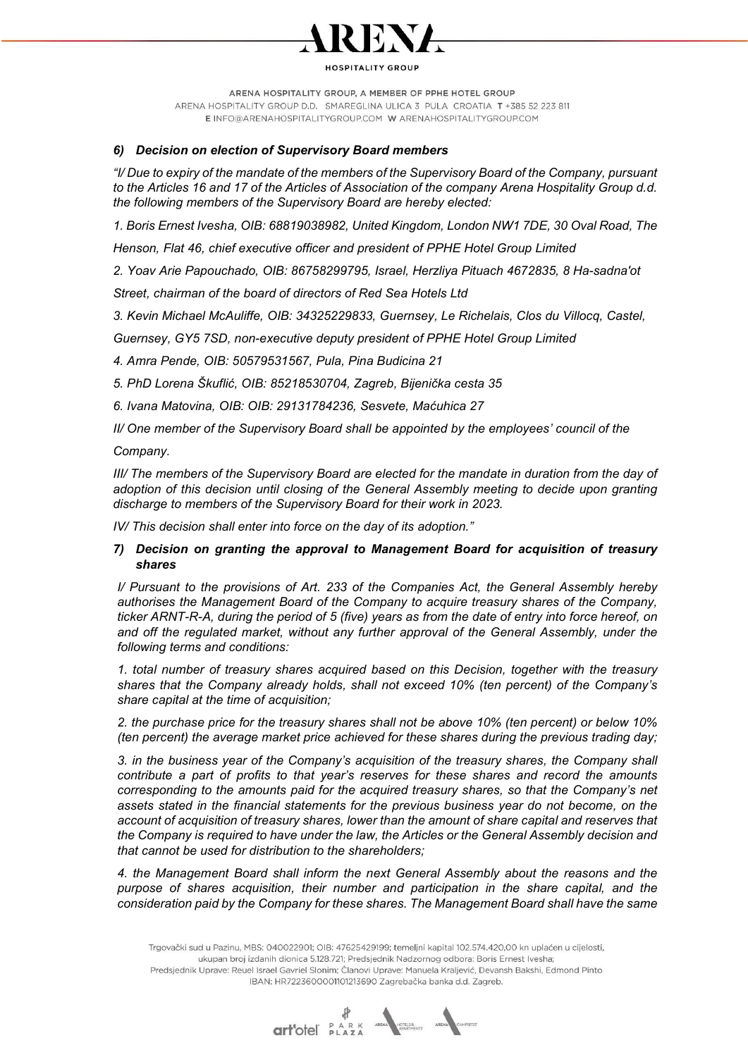### *6) Decision on election of Supervisory Board members*

*"I/ Due to expiry of the mandate of the members of the Supervisory Board of the Company, pursuant to the Articles 16 and 17 of the Articles of Association of the company Arena Hospitality Group d.d. the following members of the Supervisory Board are hereby elected:*

*1. Boris Ernest Ivesha, OIB: 68819038982, United Kingdom, London NW1 7DE, 30 Oval Road, The Henson, Flat 46, chief executive officer and president of PPHE Hotel Group Limited*

*2. Yoav Arie Papouchado, OIB: 86758299795, Israel, Herzliya Pituach 4672835, 8 Ha-sadna'ot Street, chairman of the board of directors of Red Sea Hotels Ltd*

*3. Kevin Michael McAuliffe, OIB: 34325229833, Guernsey, Le Richelais, Clos du Villocq, Castel, Guernsey, GY5 7SD, non-executive deputy president of PPHE Hotel Group Limited*

*4. Amra Pende, OIB: 50579531567, Pula, Pina Budicina 21*

*5. PhD Lorena Škuflić, OIB: 85218530704, Zagreb, Bijenička cesta 35*

*6. Ivana Matovina, OIB: OIB: 29131784236, Sesvete, Maćuhica 27*

*II/ One member of the Supervisory Board shall be appointed by the employees' council of the Company.*

*III/ The members of the Supervisory Board are elected for the mandate in duration from the day of adoption of this decision until closing of the General Assembly meeting to decide upon granting discharge to members of the Supervisory Board for their work in 2023.*

*IV/ This decision shall enter into force on the day of its adoption."*

### *7) Decision on granting the approval to Management Board for acquisition of treasury shares*

*I/ Pursuant to the provisions of Art. 233 of the Companies Act, the General Assembly hereby authorises the Management Board of the Company to acquire treasury shares of the Company, ticker ARNT-R-A, during the period of 5 (five) years as from the date of entry into force hereof, on and off the regulated market, without any further approval of the General Assembly, under the following terms and conditions:*

*1. total number of treasury shares acquired based on this Decision, together with the treasury shares that the Company already holds, shall not exceed 10% (ten percent) of the Company's share capital at the time of acquisition;*

*2. the purchase price for the treasury shares shall not be above 10% (ten percent) or below 10% (ten percent) the average market price achieved for these shares during the previous trading day;*

*3. in the business year of the Company's acquisition of the treasury shares, the Company shall contribute a part of profits to that year's reserves for these shares and record the amounts corresponding to the amounts paid for the acquired treasury shares, so that the Company's net assets stated in the financial statements for the previous business year do not become, on the account of acquisition of treasury shares, lower than the amount of share capital and reserves that the Company is required to have under the law, the Articles or the General Assembly decision and that cannot be used for distribution to the shareholders;*

*4. the Management Board shall inform the next General Assembly about the reasons and the purpose of shares acquisition, their number and participation in the share capital, and the consideration paid by the Company for these shares. The Management Board shall have the same*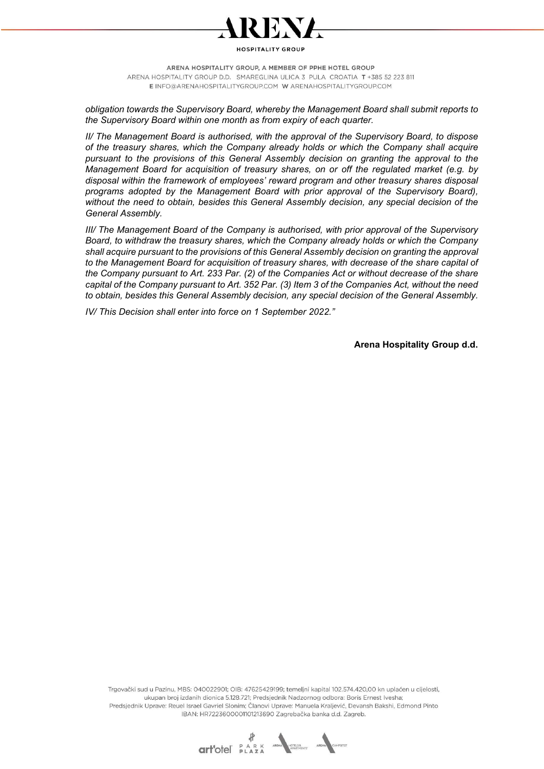*obligation towards the Supervisory Board, whereby the Management Board shall submit reports to the Supervisory Board within one month as from expiry of each quarter.*

*II/ The Management Board is authorised, with the approval of the Supervisory Board, to dispose of the treasury shares, which the Company already holds or which the Company shall acquire pursuant to the provisions of this General Assembly decision on granting the approval to the Management Board for acquisition of treasury shares, on or off the regulated market (e.g. by disposal within the framework of employees' reward program and other treasury shares disposal programs adopted by the Management Board with prior approval of the Supervisory Board), without the need to obtain, besides this General Assembly decision, any special decision of the General Assembly.*

*III/ The Management Board of the Company is authorised, with prior approval of the Supervisory Board, to withdraw the treasury shares, which the Company already holds or which the Company shall acquire pursuant to the provisions of this General Assembly decision on granting the approval to the Management Board for acquisition of treasury shares, with decrease of the share capital of the Company pursuant to Art. 233 Par. (2) of the Companies Act or without decrease of the share capital of the Company pursuant to Art. 352 Par. (3) Item 3 of the Companies Act, without the need to obtain, besides this General Assembly decision, any special decision of the General Assembly.*

*IV/ This Decision shall enter into force on 1 September 2022."*

**Arena Hospitality Group d.d.**